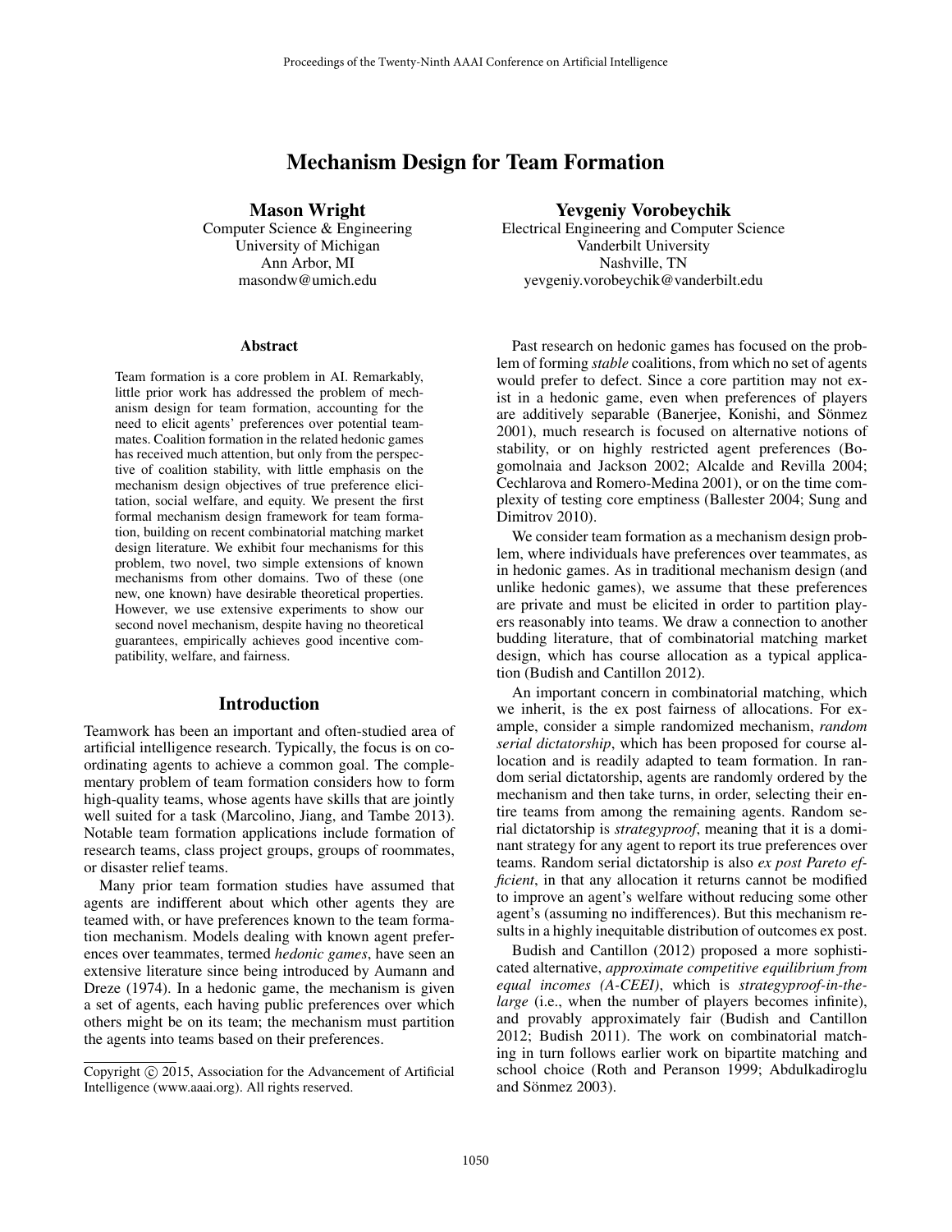# Mechanism Design for Team Formation

**Mason Wright**
Computer Science & Engineering
University of Michigan
Ann Arbor, MI
masondw@umich.edu

**Yevgeniy Vorobeychik**
Electrical Engineering and Computer Science
Vanderbilt University
Nashville, TN
yevgeniy.vorobeychik@vanderbilt.edu

## Abstract

Team formation is a core problem in AI. Remarkably, little prior work has addressed the problem of mechanism design for team formation, accounting for the need to elicit agents' preferences over potential teammates. Coalition formation in the related hedonic games has received much attention, but only from the perspective of coalition stability, with little emphasis on the mechanism design objectives of true preference elicitation, social welfare, and equity. We present the first formal mechanism design framework for team formation, building on recent combinatorial matching market design literature. We exhibit four mechanisms for this problem, two novel, two simple extensions of known mechanisms from other domains. Two of these (one new, one known) have desirable theoretical properties. However, we use extensive experiments to show our second novel mechanism, despite having no theoretical guarantees, empirically achieves good incentive compatibility, welfare, and fairness.

## Introduction

Teamwork has been an important and often-studied area of artificial intelligence research. Typically, the focus is on coordinating agents to achieve a common goal. The complementary problem of team formation considers how to form high-quality teams, whose agents have skills that are jointly well suited for a task (Marcolino, Jiang, and Tambe 2013). Notable team formation applications include formation of research teams, class project groups, groups of roommates, or disaster relief teams.

Many prior team formation studies have assumed that agents are indifferent about which other agents they are teamed with, or have preferences known to the team formation mechanism. Models dealing with known agent preferences over teammates, termed *hedonic games*, have seen an extensive literature since being introduced by Aumann and Dreze (1974). In a hedonic game, the mechanism is given a set of agents, each having public preferences over which others might be on its team; the mechanism must partition the agents into teams based on their preferences.

Copyright © 2015, Association for the Advancement of Artificial Intelligence (www.aaai.org). All rights reserved.

Past research on hedonic games has focused on the problem of forming *stable* coalitions, from which no set of agents would prefer to defect. Since a core partition may not exist in a hedonic game, even when preferences of players are additively separable (Banerjee, Konishi, and Sönmez 2001), much research is focused on alternative notions of stability, or on highly restricted agent preferences (Bogomolnaia and Jackson 2002; Alcalde and Revilla 2004; Cechlarova and Romero-Medina 2001), or on the time complexity of testing core emptiness (Ballester 2004; Sung and Dimitrov 2010).

We consider team formation as a mechanism design problem, where individuals have preferences over teammates, as in hedonic games. As in traditional mechanism design (and unlike hedonic games), we assume that these preferences are private and must be elicited in order to partition players reasonably into teams. We draw a connection to another budding literature, that of combinatorial matching market design, which has course allocation as a typical application (Budish and Cantillon 2012).

An important concern in combinatorial matching, which we inherit, is the ex post fairness of allocations. For example, consider a simple randomized mechanism, *random serial dictatorship*, which has been proposed for course allocation and is readily adapted to team formation. In random serial dictatorship, agents are randomly ordered by the mechanism and then take turns, in order, selecting their entire teams from among the remaining agents. Random serial dictatorship is *strategyproof*, meaning that it is a dominant strategy for any agent to report its true preferences over teams. Random serial dictatorship is also *ex post Pareto efficient*, in that any allocation it returns cannot be modified to improve an agent's welfare without reducing some other agent's (assuming no indifferences). But this mechanism results in a highly inequitable distribution of outcomes ex post.

Budish and Cantillon (2012) proposed a more sophisticated alternative, *approximate competitive equilibrium from equal incomes (A-CEEI)*, which is *strategyproof-in-the-large* (i.e., when the number of players becomes infinite), and provably approximately fair (Budish and Cantillon 2012; Budish 2011). The work on combinatorial matching in turn follows earlier work on bipartite matching and school choice (Roth and Peranson 1999; Abdulkadiroglu and Sönmez 2003).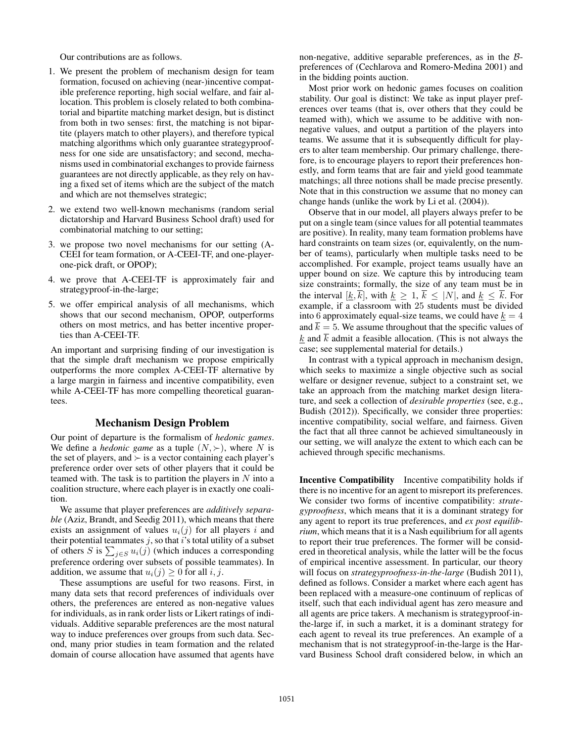Our contributions are as follows.

1. We present the problem of mechanism design for team formation, focused on achieving (near-)incentive compatible preference reporting, high social welfare, and fair allocation. This problem is closely related to both combinatorial and bipartite matching market design, but is distinct from both in two senses: first, the matching is not bipartite (players match to other players), and therefore typical matching algorithms which only guarantee strategyproofness for one side are unsatisfactory; and second, mechanisms used in combinatorial exchanges to provide fairness guarantees are not directly applicable, as they rely on having a fixed set of items which are the subject of the match and which are not themselves strategic;
2. we extend two well-known mechanisms (random serial dictatorship and Harvard Business School draft) used for combinatorial matching to our setting;
3. we propose two novel mechanisms for our setting (A-CEEI for team formation, or A-CEEI-TF, and one-player-one-pick draft, or OPOP);
4. we prove that A-CEEI-TF is approximately fair and strategyproof-in-the-large;
5. we offer empirical analysis of all mechanisms, which shows that our second mechanism, OPOP, outperforms others on most metrics, and has better incentive properties than A-CEEI-TF.

An important and surprising finding of our investigation is that the simple draft mechanism we propose empirically outperforms the more complex A-CEEI-TF alternative by a large margin in fairness and incentive compatibility, even while A-CEEI-TF has more compelling theoretical guarantees.

## Mechanism Design Problem

Our point of departure is the formalism of *hedonic games*. We define a *hedonic game* as a tuple $(N, \succ)$, where $N$ is the set of players, and $\succ$ is a vector containing each player's preference order over sets of other players that it could be teamed with. The task is to partition the players in $N$ into a coalition structure, where each player is in exactly one coalition.

We assume that player preferences are *additively separable* (Aziz, Brandt, and Seedig 2011), which means that there exists an assignment of values $u_i(j)$ for all players $i$ and their potential teammates $j$, so that $i$'s total utility of a subset of others $S$ is $\sum_{j \in S} u_i(j)$ (which induces a corresponding preference ordering over subsets of possible teammates). In addition, we assume that $u_i(j) \geq 0$ for all $i, j$.

These assumptions are useful for two reasons. First, in many data sets that record preferences of individuals over others, the preferences are entered as non-negative values for individuals, as in rank order lists or Likert ratings of individuals. Additive separable preferences are the most natural way to induce preferences over groups from such data. Second, many prior studies in team formation and the related domain of course allocation have assumed that agents have non-negative, additive separable preferences, as in the $\mathcal{B}$-preferences of (Cechlarova and Romero-Medina 2001) and in the bidding points auction.

Most prior work on hedonic games focuses on coalition stability. Our goal is distinct: We take as input player preferences over teams (that is, over others that they could be teamed with), which we assume to be additive with non-negative values, and output a partition of the players into teams. We assume that it is subsequently difficult for players to alter team membership. Our primary challenge, therefore, is to encourage players to report their preferences honestly, and form teams that are fair and yield good teammate matchings; all three notions shall be made precise presently. Note that in this construction we assume that no money can change hands (unlike the work by Li et al. (2004)).

Observe that in our model, all players always prefer to be put on a single team (since values for all potential teammates are positive). In reality, many team formation problems have hard constraints on team sizes (or, equivalently, on the number of teams), particularly when multiple tasks need to be accomplished. For example, project teams usually have an upper bound on size. We capture this by introducing team size constraints; formally, the size of any team must be in the interval $[\underline{k}, \overline{k}]$, with $\underline{k} \geq 1$, $\overline{k} \leq |N|$, and $\underline{k} \leq \overline{k}$. For example, if a classroom with 25 students must be divided into 6 approximately equal-size teams, we could have $\underline{k} = 4$ and $\overline{k} = 5$. We assume throughout that the specific values of $\underline{k}$ and $\overline{k}$ admit a feasible allocation. (This is not always the case; see supplemental material for details.)

In contrast with a typical approach in mechanism design, which seeks to maximize a single objective such as social welfare or designer revenue, subject to a constraint set, we take an approach from the matching market design literature, and seek a collection of *desirable properties* (see, e.g., Budish (2012)). Specifically, we consider three properties: incentive compatibility, social welfare, and fairness. Given the fact that all three cannot be achieved simultaneously in our setting, we will analyze the extent to which each can be achieved through specific mechanisms.

**Incentive Compatibility** Incentive compatibility holds if there is no incentive for an agent to misreport its preferences. We consider two forms of incentive compatibility: *strategyproofness*, which means that it is a dominant strategy for any agent to report its true preferences, and *ex post equilibrium*, which means that it is a Nash equilibrium for all agents to report their true preferences. The former will be considered in theoretical analysis, while the latter will be the focus of empirical incentive assessment. In particular, our theory will focus on *strategyproofness-in-the-large* (Budish 2011), defined as follows. Consider a market where each agent has been replaced with a measure-one continuum of replicas of itself, such that each individual agent has zero measure and all agents are price takers. A mechanism is strategyproof-in-the-large if, in such a market, it is a dominant strategy for each agent to reveal its true preferences. An example of a mechanism that is not strategyproof-in-the-large is the Harvard Business School draft considered below, in which an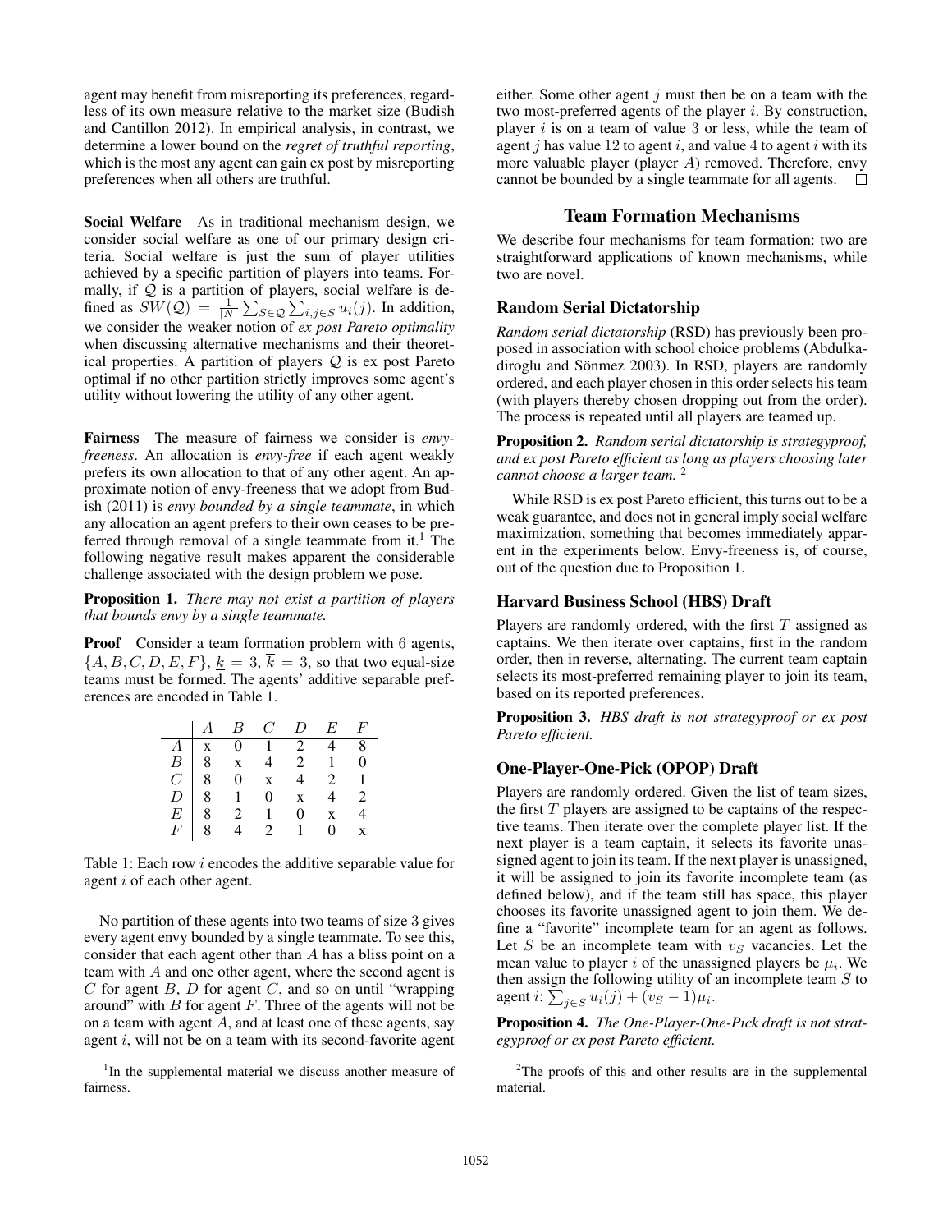agent may benefit from misreporting its preferences, regardless of its own measure relative to the market size (Budish and Cantillon 2012). In empirical analysis, in contrast, we determine a lower bound on the *regret of truthful reporting*, which is the most any agent can gain ex post by misreporting preferences when all others are truthful.

**Social Welfare** As in traditional mechanism design, we consider social welfare as one of our primary design criteria. Social welfare is just the sum of player utilities achieved by a specific partition of players into teams. Formally, if $\mathcal{Q}$ is a partition of players, social welfare is defined as $SW(\mathcal{Q}) = \frac{1}{|N|}\sum_{S\in\mathcal{Q}}\sum_{i,j\in S} u_i(j)$. In addition, we consider the weaker notion of *ex post Pareto optimality* when discussing alternative mechanisms and their theoretical properties. A partition of players $\mathcal{Q}$ is ex post Pareto optimal if no other partition strictly improves some agent's utility without lowering the utility of any other agent.

**Fairness** The measure of fairness we consider is *envy-freeness*. An allocation is *envy-free* if each agent weakly prefers its own allocation to that of any other agent. An approximate notion of envy-freeness that we adopt from Budish (2011) is *envy bounded by a single teammate*, in which any allocation an agent prefers to their own ceases to be preferred through removal of a single teammate from it.[1] The following negative result makes apparent the considerable challenge associated with the design problem we pose.

**Proposition 1.** *There may not exist a partition of players that bounds envy by a single teammate.*

**Proof** Consider a team formation problem with 6 agents, $\{A, B, C, D, E, F\}$, $\underline{k} = 3$, $\overline{k} = 3$, so that two equal-size teams must be formed. The agents' additive separable preferences are encoded in Table 1.

| | $A$ | $B$ | $C$ | $D$ | $E$ | $F$ |
|---|---|---|---|---|---|---|
| $A$ | x | 0 | 1 | 2 | 4 | 8 |
| $B$ | 8 | x | 4 | 2 | 1 | 0 |
| $C$ | 8 | 0 | x | 4 | 2 | 1 |
| $D$ | 8 | 1 | 0 | x | 4 | 2 |
| $E$ | 8 | 2 | 1 | 0 | x | 4 |
| $F$ | 8 | 4 | 2 | 1 | 0 | x |

Table 1: Each row $i$ encodes the additive separable value for agent $i$ of each other agent.

No partition of these agents into two teams of size 3 gives every agent envy bounded by a single teammate. To see this, consider that each agent other than $A$ has a bliss point on a team with $A$ and one other agent, where the second agent is $C$ for agent $B$, $D$ for agent $C$, and so on until "wrapping around" with $B$ for agent $F$. Three of the agents will not be on a team with agent $A$, and at least one of these agents, say agent $i$, will not be on a team with its second-favorite agent either. Some other agent $j$ must then be on a team with the two most-preferred agents of the player $i$. By construction, player $i$ is on a team of value 3 or less, while the team of agent $j$ has value 12 to agent $i$, and value 4 to agent $i$ with its more valuable player (player $A$) removed. Therefore, envy cannot be bounded by a single teammate for all agents. □

[1] In the supplemental material we discuss another measure of fairness.

## Team Formation Mechanisms

We describe four mechanisms for team formation: two are straightforward applications of known mechanisms, while two are novel.

### Random Serial Dictatorship

*Random serial dictatorship* (RSD) has previously been proposed in association with school choice problems (Abdulkadiroglu and Sönmez 2003). In RSD, players are randomly ordered, and each player chosen in this order selects his team (with players thereby chosen dropping out from the order). The process is repeated until all players are teamed up.

**Proposition 2.** *Random serial dictatorship is strategyproof, and ex post Pareto efficient as long as players choosing later cannot choose a larger team.* [2]

While RSD is ex post Pareto efficient, this turns out to be a weak guarantee, and does not in general imply social welfare maximization, something that becomes immediately apparent in the experiments below. Envy-freeness is, of course, out of the question due to Proposition 1.

### Harvard Business School (HBS) Draft

Players are randomly ordered, with the first $T$ assigned as captains. We then iterate over captains, first in the random order, then in reverse, alternating. The current team captain selects its most-preferred remaining player to join its team, based on its reported preferences.

**Proposition 3.** *HBS draft is not strategyproof or ex post Pareto efficient.*

### One-Player-One-Pick (OPOP) Draft

Players are randomly ordered. Given the list of team sizes, the first $T$ players are assigned to be captains of the respective teams. Then iterate over the complete player list. If the next player is a team captain, it selects its favorite unassigned agent to join its team. If the next player is unassigned, it will be assigned to join its favorite incomplete team (as defined below), and if the team still has space, this player chooses its favorite unassigned agent to join them. We define a "favorite" incomplete team for an agent as follows. Let $S$ be an incomplete team with $v_S$ vacancies. Let the mean value to player $i$ of the unassigned players be $\mu_i$. We then assign the following utility of an incomplete team $S$ to agent $i$: $\sum_{j\in S} u_i(j) + (v_S - 1)\mu_i$.

**Proposition 4.** *The One-Player-One-Pick draft is not strategyproof or ex post Pareto efficient.*

[2] The proofs of this and other results are in the supplemental material.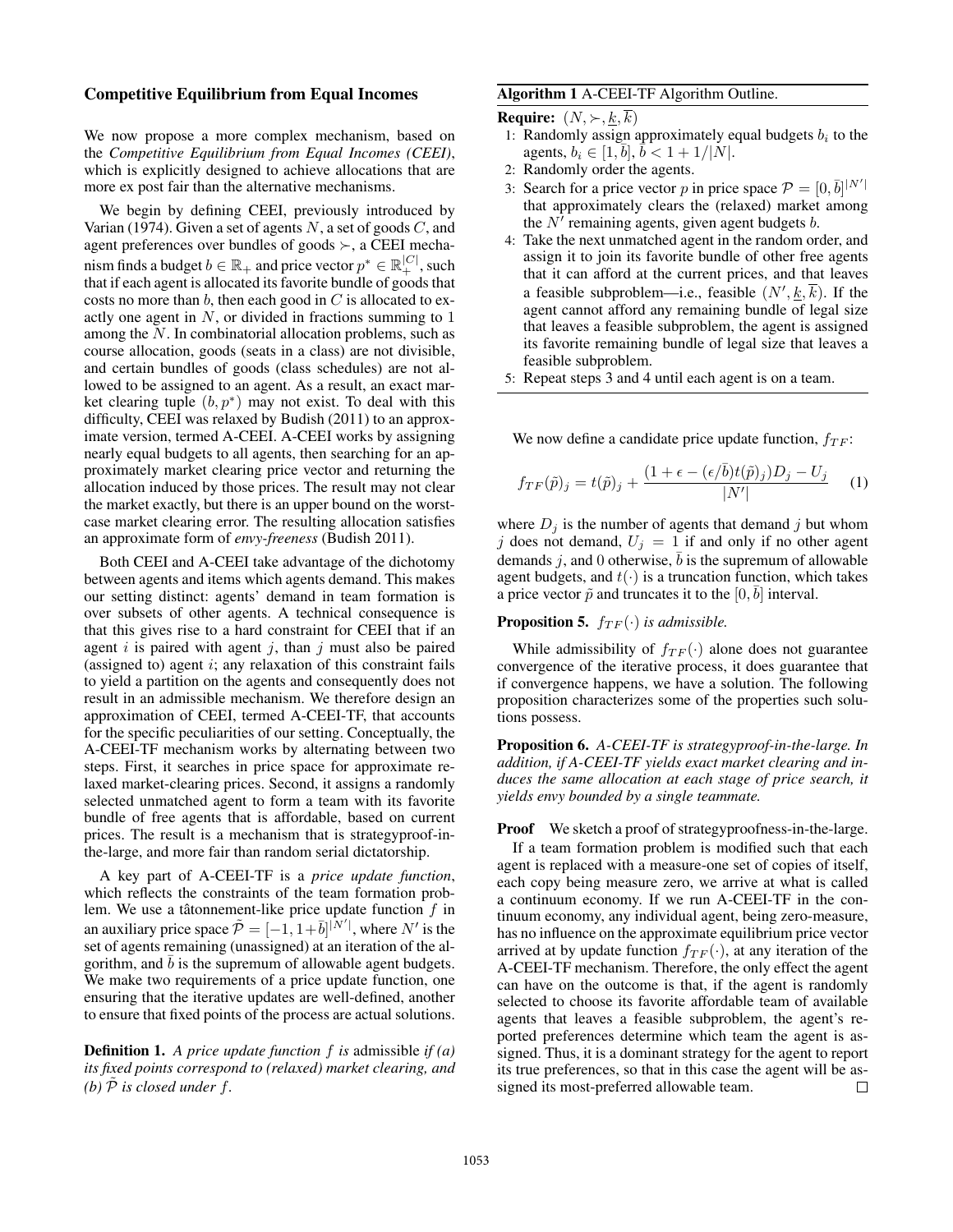## Competitive Equilibrium from Equal Incomes

We now propose a more complex mechanism, based on the *Competitive Equilibrium from Equal Incomes (CEEI)*, which is explicitly designed to achieve allocations that are more ex post fair than the alternative mechanisms.

We begin by defining CEEI, previously introduced by Varian (1974). Given a set of agents $N$, a set of goods $C$, and agent preferences over bundles of goods $\succ$, a CEEI mechanism finds a budget $b \in \mathbb{R}_+$ and price vector $p^* \in \mathbb{R}_+^{|C|}$, such that if each agent is allocated its favorite bundle of goods that costs no more than $b$, then each good in $C$ is allocated to exactly one agent in $N$, or divided in fractions summing to 1 among the $N$. In combinatorial allocation problems, such as course allocation, goods (seats in a class) are not divisible, and certain bundles of goods (class schedules) are not allowed to be assigned to an agent. As a result, an exact market clearing tuple $(b, p^*)$ may not exist. To deal with this difficulty, CEEI was relaxed by Budish (2011) to an approximate version, termed A-CEEI. A-CEEI works by assigning nearly equal budgets to all agents, then searching for an approximately market clearing price vector and returning the allocation induced by those prices. The result may not clear the market exactly, but there is an upper bound on the worst-case market clearing error. The resulting allocation satisfies an approximate form of *envy-freeness* (Budish 2011).

Both CEEI and A-CEEI take advantage of the dichotomy between agents and items which agents demand. This makes our setting distinct: agents' demand in team formation is over subsets of other agents. A technical consequence is that this gives rise to a hard constraint for CEEI that if an agent $i$ is paired with agent $j$, than $j$ must also be paired (assigned to) agent $i$; any relaxation of this constraint fails to yield a partition on the agents and consequently does not result in an admissible mechanism. We therefore design an approximation of CEEI, termed A-CEEI-TF, that accounts for the specific peculiarities of our setting. Conceptually, the A-CEEI-TF mechanism works by alternating between two steps. First, it searches in price space for approximate relaxed market-clearing prices. Second, it assigns a randomly selected unmatched agent to form a team with its favorite bundle of free agents that is affordable, based on current prices. The result is a mechanism that is strategyproof-in-the-large, and more fair than random serial dictatorship.

A key part of A-CEEI-TF is a *price update function*, which reflects the constraints of the team formation problem. We use a tâtonnement-like price update function $f$ in an auxiliary price space $\tilde{\mathcal{P}} = [-1, 1+\bar{b}]^{|N'|}$, where $N'$ is the set of agents remaining (unassigned) at an iteration of the algorithm, and $\bar{b}$ is the supremum of allowable agent budgets. We make two requirements of a price update function, one ensuring that the iterative updates are well-defined, another to ensure that fixed points of the process are actual solutions.

**Definition 1.** *A price update function $f$ is* admissible *if (a) its fixed points correspond to (relaxed) market clearing, and (b) $\tilde{\mathcal{P}}$ is closed under $f$.*

**Algorithm 1** A-CEEI-TF Algorithm Outline.

**Require:** $(N, \succ, \underline{k}, \overline{k})$

1: Randomly assign approximately equal budgets $b_i$ to the agents, $b_i \in [1, \bar{b}]$, $\bar{b} < 1 + 1/|N|$.
2: Randomly order the agents.
3: Search for a price vector $p$ in price space $\mathcal{P} = [0, \bar{b}]^{|N'|}$ that approximately clears the (relaxed) market among the $N'$ remaining agents, given agent budgets $b$.
4: Take the next unmatched agent in the random order, and assign it to join its favorite bundle of other free agents that it can afford at the current prices, and that leaves a feasible subproblem—i.e., feasible $(N', \underline{k}, \overline{k})$. If the agent cannot afford any remaining bundle of legal size that leaves a feasible subproblem, the agent is assigned its favorite remaining bundle of legal size that leaves a feasible subproblem.
5: Repeat steps 3 and 4 until each agent is on a team.

We now define a candidate price update function, $f_{TF}$:

$$f_{TF}(\tilde{p})_j = t(\tilde{p})_j + \frac{(1 + \epsilon - (\epsilon/\bar{b})t(\tilde{p})_j)D_j - U_j}{|N'|} \quad (1)$$

where $D_j$ is the number of agents that demand $j$ but whom $j$ does not demand, $U_j = 1$ if and only if no other agent demands $j$, and 0 otherwise, $\bar{b}$ is the supremum of allowable agent budgets, and $t(\cdot)$ is a truncation function, which takes a price vector $\tilde{p}$ and truncates it to the $[0, \bar{b}]$ interval.

**Proposition 5.** *$f_{TF}(\cdot)$ is admissible.*

While admissibility of $f_{TF}(\cdot)$ alone does not guarantee convergence of the iterative process, it does guarantee that if convergence happens, we have a solution. The following proposition characterizes some of the properties such solutions possess.

**Proposition 6.** *A-CEEI-TF is strategyproof-in-the-large. In addition, if A-CEEI-TF yields exact market clearing and induces the same allocation at each stage of price search, it yields envy bounded by a single teammate.*

**Proof** We sketch a proof of strategyproofness-in-the-large.

If a team formation problem is modified such that each agent is replaced with a measure-one set of copies of itself, each copy being measure zero, we arrive at what is called a continuum economy. If we run A-CEEI-TF in the continuum economy, any individual agent, being zero-measure, has no influence on the approximate equilibrium price vector arrived at by update function $f_{TF}(\cdot)$, at any iteration of the A-CEEI-TF mechanism. Therefore, the only effect the agent can have on the outcome is that, if the agent is randomly selected to choose its favorite affordable team of available agents that leaves a feasible subproblem, the agent's reported preferences determine which team the agent is assigned. Thus, it is a dominant strategy for the agent to report its true preferences, so that in this case the agent will be assigned its most-preferred allowable team. □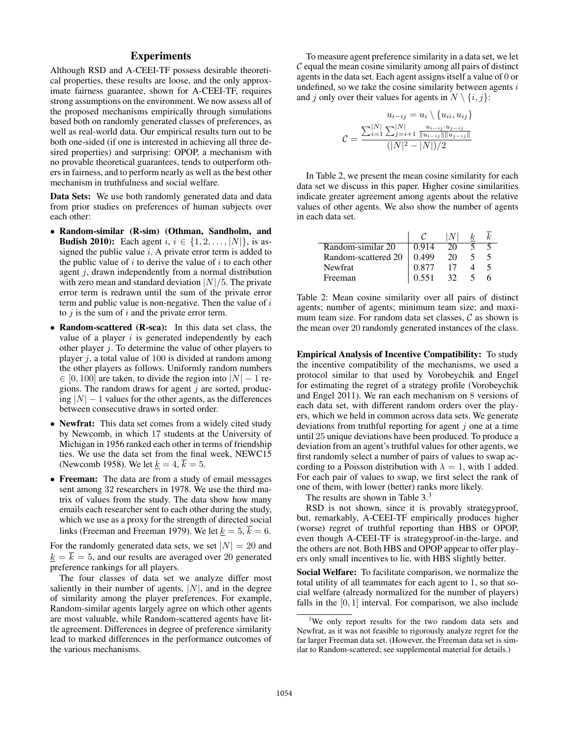## Experiments

Although RSD and A-CEEI-TF possess desirable theoretical properties, these results are loose, and the only approximate fairness guarantee, shown for A-CEEI-TF, requires strong assumptions on the environment. We now assess all of the proposed mechanisms empirically through simulations based both on randomly generated classes of preferences, as well as real-world data. Our empirical results turn out to be both one-sided (if one is interested in achieving all three desired properties) and surprising: OPOP, a mechanism with no provable theoretical guarantees, tends to outperform others in fairness, and to perform nearly as well as the best other mechanism in truthfulness and social welfare.

**Data Sets:** We use both randomly generated data and data from prior studies on preferences of human subjects over each other:

- **Random-similar (R-sim) (Othman, Sandholm, and Budish 2010):** Each agent $i$, $i \in \{1, 2, \ldots, |N|\}$, is assigned the public value $i$. A private error term is added to the public value of $i$ to derive the value of $i$ to each other agent $j$, drawn independently from a normal distribution with zero mean and standard deviation $|N|/5$. The private error term is redrawn until the sum of the private error term and public value is non-negative. Then the value of $i$ to $j$ is the sum of $i$ and the private error term.
- **Random-scattered (R-sca):** In this data set class, the value of a player $i$ is generated independently by each other player $j$. To determine the value of other players to player $j$, a total value of 100 is divided at random among the other players as follows. Uniformly random numbers $\in [0, 100]$ are taken, to divide the region into $|N| - 1$ regions. The random draws for agent $j$ are sorted, producing $|N| - 1$ values for the other agents, as the differences between consecutive draws in sorted order.
- **Newfrat:** This data set comes from a widely cited study by Newcomb, in which 17 students at the University of Michigan in 1956 ranked each other in terms of friendship ties. We use the data set from the final week, NEWC15 (Newcomb 1958). We let $\underline{k} = 4$, $\overline{k} = 5$.
- **Freeman:** The data are from a study of email messages sent among 32 researchers in 1978. We use the third matrix of values from the study. The data show how many emails each researcher sent to each other during the study, which we use as a proxy for the strength of directed social links (Freeman and Freeman 1979). We let $\underline{k} = 5$, $\overline{k} = 6$.

For the randomly generated data sets, we set $|N| = 20$ and $\underline{k} = \overline{k} = 5$, and our results are averaged over 20 generated preference rankings for all players.

The four classes of data set we analyze differ most saliently in their number of agents, $|N|$, and in the degree of similarity among the player preferences. For example, Random-similar agents largely agree on which other agents are most valuable, while Random-scattered agents have little agreement. Differences in degree of preference similarity lead to marked differences in the performance outcomes of the various mechanisms.

To measure agent preference similarity in a data set, we let $\mathcal{C}$ equal the mean cosine similarity among all pairs of distinct agents in the data set. Each agent assigns itself a value of 0 or undefined, so we take the cosine similarity between agents $i$ and $j$ only over their values for agents in $N \setminus \{i, j\}$:

$$u_{i-ij} = u_i \setminus \{u_{ii}, u_{ij}\}$$

$$\mathcal{C} = \frac{\sum_{i=1}^{|N|} \sum_{j=i+1}^{|N|} \frac{u_{i-ij} \cdot u_{j-ij}}{\|u_{i-ij}\| \|u_{j-ij}\|}}{(|N|^2 - |N|)/2}$$

In Table 2, we present the mean cosine similarity for each data set we discuss in this paper. Higher cosine similarities indicate greater agreement among agents about the relative values of other agents. We also show the number of agents in each data set.

| | $\mathcal{C}$ | $\|N\|$ | $\underline{k}$ | $\overline{k}$ |
|---|---|---|---|---|
| Random-similar 20 | 0.914 | 20 | 5 | 5 |
| Random-scattered 20 | 0.499 | 20 | 5 | 5 |
| Newfrat | 0.877 | 17 | 4 | 5 |
| Freeman | 0.551 | 32 | 5 | 6 |

Table 2: Mean cosine similarity over all pairs of distinct agents; number of agents; minimum team size; and maximum team size. For random data set classes, $\mathcal{C}$ as shown is the mean over 20 randomly generated instances of the class.

**Empirical Analysis of Incentive Compatibility:** To study the incentive compatibility of the mechanisms, we used a protocol similar to that used by Vorobeychik and Engel for estimating the regret of a strategy profile (Vorobeychik and Engel 2011). We ran each mechanism on 8 versions of each data set, with different random orders over the players, which we held in common across data sets. We generate deviations from truthful reporting for agent $j$ one at a time until 25 unique deviations have been produced. To produce a deviation from an agent's truthful values for other agents, we first randomly select a number of pairs of values to swap according to a Poisson distribution with $\lambda = 1$, with 1 added. For each pair of values to swap, we first select the rank of one of them, with lower (better) ranks more likely.

The results are shown in Table 3.[3]

RSD is not shown, since it is provably strategyproof, but, remarkably, A-CEEI-TF empirically produces higher (worse) regret of truthful reporting than HBS or OPOP, even though A-CEEI-TF is strategyproof-in-the-large, and the others are not. Both HBS and OPOP appear to offer players only small incentives to lie, with HBS slightly better.

**Social Welfare:** To facilitate comparison, we normalize the total utility of all teammates for each agent to 1, so that social welfare (already normalized for the number of players) falls in the $[0, 1]$ interval. For comparison, we also include

[3] We only report results for the two random data sets and Newfrat, as it was not feasible to rigorously analyze regret for the far larger Freeman data set. (However, the Freeman data set is similar to Random-scattered; see supplemental material for details.)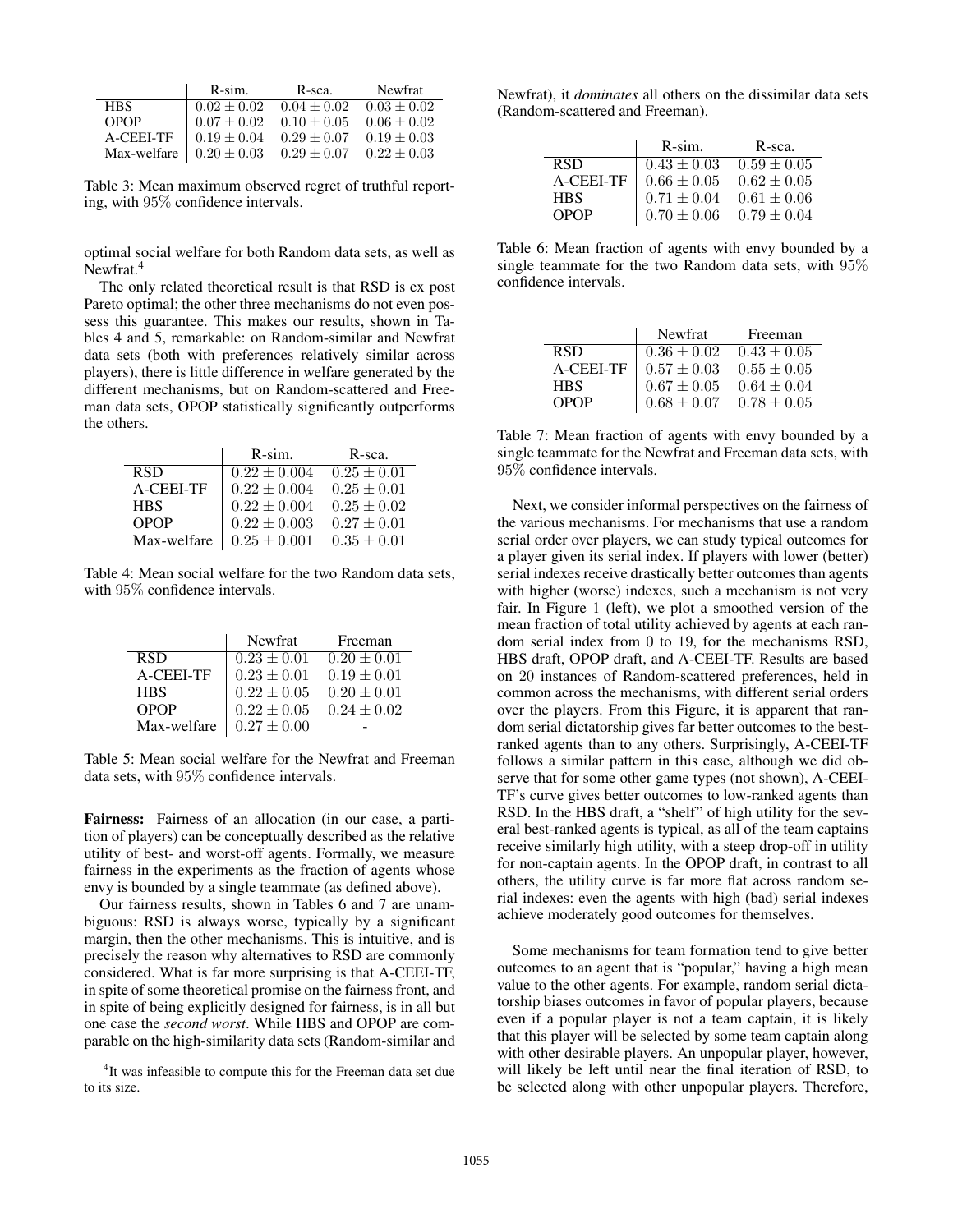|  | R-sim. | R-sca. | Newfrat |
|---|---|---|---|
| HBS | $0.02 \pm 0.02$ | $0.04 \pm 0.02$ | $0.03 \pm 0.02$ |
| OPOP | $0.07 \pm 0.02$ | $0.10 \pm 0.05$ | $0.06 \pm 0.02$ |
| A-CEEI-TF | $0.19 \pm 0.04$ | $0.29 \pm 0.07$ | $0.19 \pm 0.03$ |
| Max-welfare | $0.20 \pm 0.03$ | $0.29 \pm 0.07$ | $0.22 \pm 0.03$ |

Table 3: Mean maximum observed regret of truthful reporting, with 95% confidence intervals.

optimal social welfare for both Random data sets, as well as Newfrat.[4]

The only related theoretical result is that RSD is ex post Pareto optimal; the other three mechanisms do not even possess this guarantee. This makes our results, shown in Tables 4 and 5, remarkable: on Random-similar and Newfrat data sets (both with preferences relatively similar across players), there is little difference in welfare generated by the different mechanisms, but on Random-scattered and Freeman data sets, OPOP statistically significantly outperforms the others.

|  | R-sim. | R-sca. |
|---|---|---|
| RSD | $0.22 \pm 0.004$ | $0.25 \pm 0.01$ |
| A-CEEI-TF | $0.22 \pm 0.004$ | $0.25 \pm 0.01$ |
| HBS | $0.22 \pm 0.004$ | $0.25 \pm 0.02$ |
| OPOP | $0.22 \pm 0.003$ | $0.27 \pm 0.01$ |
| Max-welfare | $0.25 \pm 0.001$ | $0.35 \pm 0.01$ |

Table 4: Mean social welfare for the two Random data sets, with 95% confidence intervals.

|  | Newfrat | Freeman |
|---|---|---|
| RSD | $0.23 \pm 0.01$ | $0.20 \pm 0.01$ |
| A-CEEI-TF | $0.23 \pm 0.01$ | $0.19 \pm 0.01$ |
| HBS | $0.22 \pm 0.05$ | $0.20 \pm 0.01$ |
| OPOP | $0.22 \pm 0.05$ | $0.24 \pm 0.02$ |
| Max-welfare | $0.27 \pm 0.00$ | - |

Table 5: Mean social welfare for the Newfrat and Freeman data sets, with 95% confidence intervals.

**Fairness:** Fairness of an allocation (in our case, a partition of players) can be conceptually described as the relative utility of best- and worst-off agents. Formally, we measure fairness in the experiments as the fraction of agents whose envy is bounded by a single teammate (as defined above).

Our fairness results, shown in Tables 6 and 7 are unambiguous: RSD is always worse, typically by a significant margin, then the other mechanisms. This is intuitive, and is precisely the reason why alternatives to RSD are commonly considered. What is far more surprising is that A-CEEI-TF, in spite of some theoretical promise on the fairness front, and in spite of being explicitly designed for fairness, is in all but one case the *second worst*. While HBS and OPOP are comparable on the high-similarity data sets (Random-similar and Newfrat), it *dominates* all others on the dissimilar data sets (Random-scattered and Freeman).

[4] It was infeasible to compute this for the Freeman data set due to its size.

|  | R-sim. | R-sca. |
|---|---|---|
| RSD | $0.43 \pm 0.03$ | $0.59 \pm 0.05$ |
| A-CEEI-TF | $0.66 \pm 0.05$ | $0.62 \pm 0.05$ |
| HBS | $0.71 \pm 0.04$ | $0.61 \pm 0.06$ |
| OPOP | $0.70 \pm 0.06$ | $0.79 \pm 0.04$ |

Table 6: Mean fraction of agents with envy bounded by a single teammate for the two Random data sets, with 95% confidence intervals.

|  | Newfrat | Freeman |
|---|---|---|
| RSD | $0.36 \pm 0.02$ | $0.43 \pm 0.05$ |
| A-CEEI-TF | $0.57 \pm 0.03$ | $0.55 \pm 0.05$ |
| HBS | $0.67 \pm 0.05$ | $0.64 \pm 0.04$ |
| OPOP | $0.68 \pm 0.07$ | $0.78 \pm 0.05$ |

Table 7: Mean fraction of agents with envy bounded by a single teammate for the Newfrat and Freeman data sets, with 95% confidence intervals.

Next, we consider informal perspectives on the fairness of the various mechanisms. For mechanisms that use a random serial order over players, we can study typical outcomes for a player given its serial index. If players with lower (better) serial indexes receive drastically better outcomes than agents with higher (worse) indexes, such a mechanism is not very fair. In Figure 1 (left), we plot a smoothed version of the mean fraction of total utility achieved by agents at each random serial index from 0 to 19, for the mechanisms RSD, HBS draft, OPOP draft, and A-CEEI-TF. Results are based on 20 instances of Random-scattered preferences, held in common across the mechanisms, with different serial orders over the players. From this Figure, it is apparent that random serial dictatorship gives far better outcomes to the best-ranked agents than to any others. Surprisingly, A-CEEI-TF follows a similar pattern in this case, although we did observe that for some other game types (not shown), A-CEEI-TF's curve gives better outcomes to low-ranked agents than RSD. In the HBS draft, a "shelf" of high utility for the several best-ranked agents is typical, as all of the team captains receive similarly high utility, with a steep drop-off in utility for non-captain agents. In the OPOP draft, in contrast to all others, the utility curve is far more flat across random serial indexes: even the agents with high (bad) serial indexes achieve moderately good outcomes for themselves.

Some mechanisms for team formation tend to give better outcomes to an agent that is "popular," having a high mean value to the other agents. For example, random serial dictatorship biases outcomes in favor of popular players, because even if a popular player is not a team captain, it is likely that this player will be selected by some team captain along with other desirable players. An unpopular player, however, will likely be left until near the final iteration of RSD, to be selected along with other unpopular players. Therefore,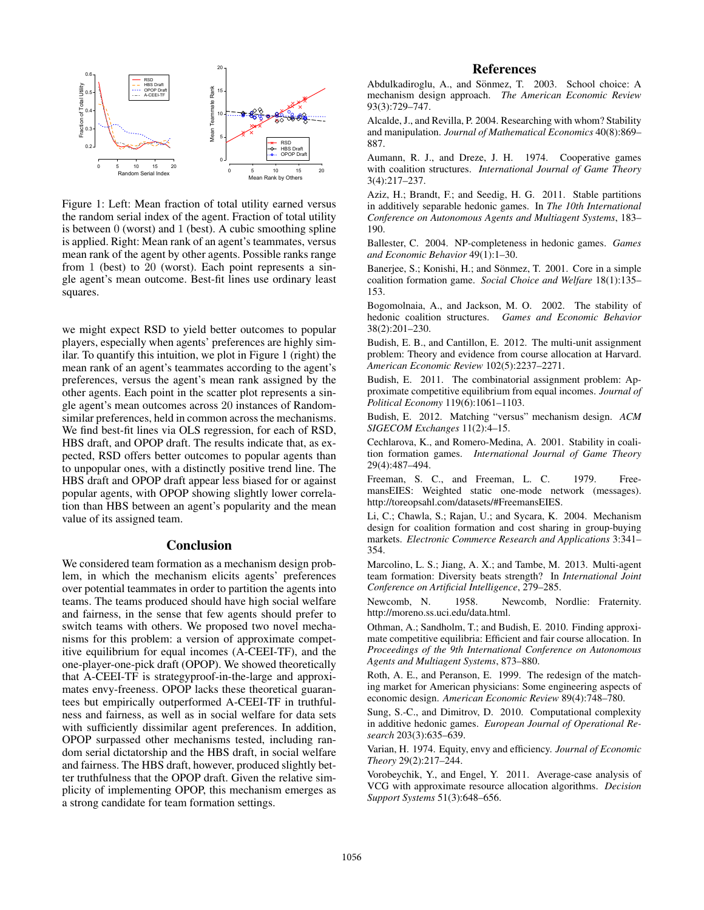0.6
0.5
0.4
0.3
0.2
Fraction of Total Utility
0 5 10 15 20
Random Serial Index
RSD
HBS Draft
OPOP Draft
A-CEEI-TF

20
15
10
5
0
Mean Teammate Rank
0 5 10 15 20
Mean Rank by Others
RSD
HBS Draft
OPOP Draft

Figure 1: Left: Mean fraction of total utility earned versus the random serial index of the agent. Fraction of total utility is between 0 (worst) and 1 (best). A cubic smoothing spline is applied. Right: Mean rank of an agent's teammates, versus mean rank of the agent by other agents. Possible ranks range from 1 (best) to 20 (worst). Each point represents a single agent's mean outcome. Best-fit lines use ordinary least squares.

we might expect RSD to yield better outcomes to popular players, especially when agents' preferences are highly similar. To quantify this intuition, we plot in Figure 1 (right) the mean rank of an agent's teammates according to the agent's preferences, versus the agent's mean rank assigned by the other agents. Each point in the scatter plot represents a single agent's mean outcomes across 20 instances of Random-similar preferences, held in common across the mechanisms. We find best-fit lines via OLS regression, for each of RSD, HBS draft, and OPOP draft. The results indicate that, as expected, RSD offers better outcomes to popular agents than to unpopular ones, with a distinctly positive trend line. The HBS draft and OPOP draft appear less biased for or against popular agents, with OPOP showing slightly lower correlation than HBS between an agent's popularity and the mean value of its assigned team.

## Conclusion

We considered team formation as a mechanism design problem, in which the mechanism elicits agents' preferences over potential teammates in order to partition the agents into teams. The teams produced should have high social welfare and fairness, in the sense that few agents should prefer to switch teams with others. We proposed two novel mechanisms for this problem: a version of approximate competitive equilibrium for equal incomes (A-CEEI-TF), and the one-player-one-pick draft (OPOP). We showed theoretically that A-CEEI-TF is strategyproof-in-the-large and approximates envy-freeness. OPOP lacks these theoretical guarantees but empirically outperformed A-CEEI-TF in truthfulness and fairness, as well as in social welfare for data sets with sufficiently dissimilar agent preferences. In addition, OPOP surpassed other mechanisms tested, including random serial dictatorship and the HBS draft, in social welfare and fairness. The HBS draft, however, produced slightly better truthfulness that the OPOP draft. Given the relative simplicity of implementing OPOP, this mechanism emerges as a strong candidate for team formation settings.

## References

Abdulkadiroglu, A., and Sönmez, T. 2003. School choice: A mechanism design approach. *The American Economic Review* 93(3):729–747.

Alcalde, J., and Revilla, P. 2004. Researching with whom? Stability and manipulation. *Journal of Mathematical Economics* 40(8):869–887.

Aumann, R. J., and Dreze, J. H. 1974. Cooperative games with coalition structures. *International Journal of Game Theory* 3(4):217–237.

Aziz, H.; Brandt, F.; and Seedig, H. G. 2011. Stable partitions in additively separable hedonic games. In *The 10th International Conference on Autonomous Agents and Multiagent Systems*, 183–190.

Ballester, C. 2004. NP-completeness in hedonic games. *Games and Economic Behavior* 49(1):1–30.

Banerjee, S.; Konishi, H.; and Sönmez, T. 2001. Core in a simple coalition formation game. *Social Choice and Welfare* 18(1):135–153.

Bogomolnaia, A., and Jackson, M. O. 2002. The stability of hedonic coalition structures. *Games and Economic Behavior* 38(2):201–230.

Budish, E. B., and Cantillon, E. 2012. The multi-unit assignment problem: Theory and evidence from course allocation at Harvard. *American Economic Review* 102(5):2237–2271.

Budish, E. 2011. The combinatorial assignment problem: Approximate competitive equilibrium from equal incomes. *Journal of Political Economy* 119(6):1061–1103.

Budish, E. 2012. Matching "versus" mechanism design. *ACM SIGECOM Exchanges* 11(2):4–15.

Cechlarova, K., and Romero-Medina, A. 2001. Stability in coalition formation games. *International Journal of Game Theory* 29(4):487–494.

Freeman, S. C., and Freeman, L. C. 1979. FreemansEIES: Weighted static one-mode network (messages). http://toreopsahl.com/datasets/#FreemansEIES.

Li, C.; Chawla, S.; Rajan, U.; and Sycara, K. 2004. Mechanism design for coalition formation and cost sharing in group-buying markets. *Electronic Commerce Research and Applications* 3:341–354.

Marcolino, L. S.; Jiang, A. X.; and Tambe, M. 2013. Multi-agent team formation: Diversity beats strength? In *International Joint Conference on Artificial Intelligence*, 279–285.

Newcomb, N. 1958. Newcomb, Nordlie: Fraternity. http://moreno.ss.uci.edu/data.html.

Othman, A.; Sandholm, T.; and Budish, E. 2010. Finding approximate competitive equilibria: Efficient and fair course allocation. In *Proceedings of the 9th International Conference on Autonomous Agents and Multiagent Systems*, 873–880.

Roth, A. E., and Peranson, E. 1999. The redesign of the matching market for American physicians: Some engineering aspects of economic design. *American Economic Review* 89(4):748–780.

Sung, S.-C., and Dimitrov, D. 2010. Computational complexity in additive hedonic games. *European Journal of Operational Research* 203(3):635–639.

Varian, H. 1974. Equity, envy and efficiency. *Journal of Economic Theory* 29(2):217–244.

Vorobeychik, Y., and Engel, Y. 2011. Average-case analysis of VCG with approximate resource allocation algorithms. *Decision Support Systems* 51(3):648–656.